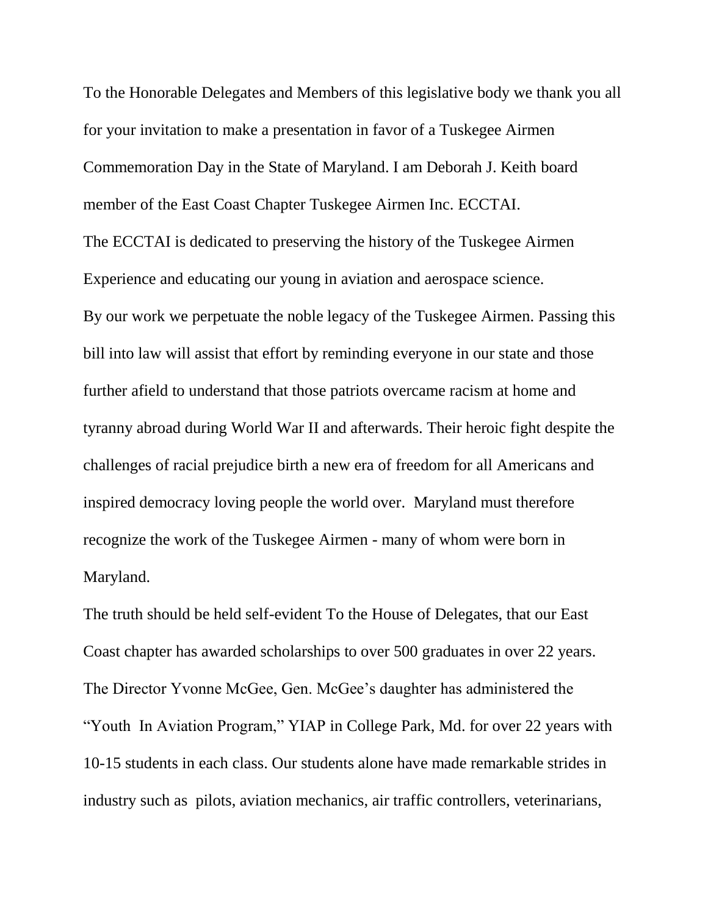To the Honorable Delegates and Members of this legislative body we thank you all for your invitation to make a presentation in favor of a Tuskegee Airmen Commemoration Day in the State of Maryland. I am Deborah J. Keith board member of the East Coast Chapter Tuskegee Airmen Inc. ECCTAI.

The ECCTAI is dedicated to preserving the history of the Tuskegee Airmen Experience and educating our young in aviation and aerospace science.

By our work we perpetuate the noble legacy of the Tuskegee Airmen. Passing this bill into law will assist that effort by reminding everyone in our state and those further afield to understand that those patriots overcame racism at home and tyranny abroad during World War II and afterwards. Their heroic fight despite the challenges of racial prejudice birth a new era of freedom for all Americans and inspired democracy loving people the world over. Maryland must therefore recognize the work of the Tuskegee Airmen - many of whom were born in Maryland.

The truth should be held self-evident To the House of Delegates, that our East Coast chapter has awarded scholarships to over 500 graduates in over 22 years. The Director Yvonne McGee, Gen. McGee's daughter has administered the "Youth In Aviation Program," YIAP in College Park, Md. for over 22 years with 10-15 students in each class. Our students alone have made remarkable strides in industry such as pilots, aviation mechanics, air traffic controllers, veterinarians,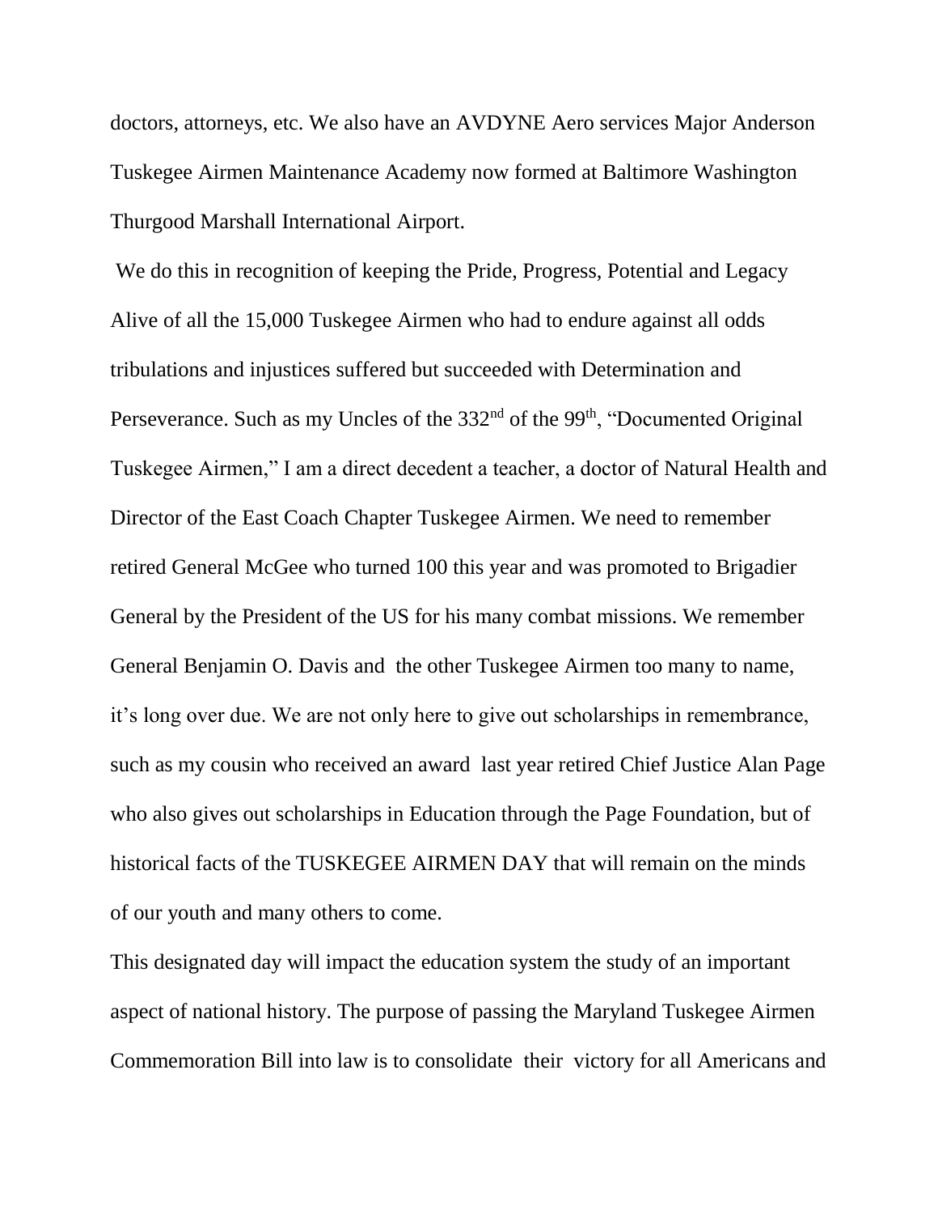doctors, attorneys, etc. We also have an AVDYNE Aero services Major Anderson Tuskegee Airmen Maintenance Academy now formed at Baltimore Washington Thurgood Marshall International Airport.

We do this in recognition of keeping the Pride, Progress, Potential and Legacy Alive of all the 15,000 Tuskegee Airmen who had to endure against all odds tribulations and injustices suffered but succeeded with Determination and Perseverance. Such as my Uncles of the 332nd of the 99th, "Documented Original Tuskegee Airmen," I am a direct decedent a teacher, a doctor of Natural Health and Director of the East Coach Chapter Tuskegee Airmen. We need to remember retired General McGee who turned 100 this year and was promoted to Brigadier General by the President of the US for his many combat missions. We remember General Benjamin O. Davis and the other Tuskegee Airmen too many to name, it's long over due. We are not only here to give out scholarships in remembrance, such as my cousin who received an award last year retired Chief Justice Alan Page who also gives out scholarships in Education through the Page Foundation, but of historical facts of the TUSKEGEE AIRMEN DAY that will remain on the minds of our youth and many others to come.

This designated day will impact the education system the study of an important aspect of national history. The purpose of passing the Maryland Tuskegee Airmen Commemoration Bill into law is to consolidate their victory for all Americans and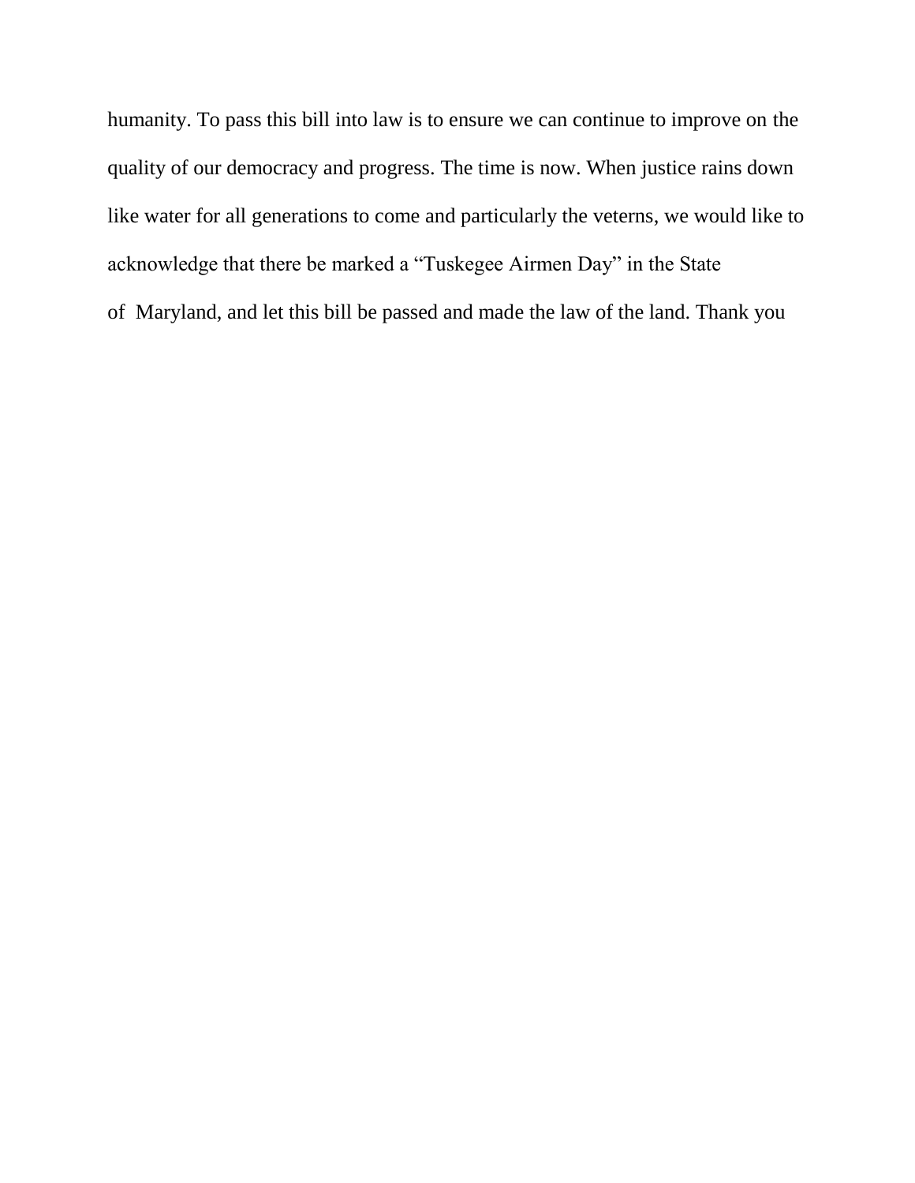humanity. To pass this bill into law is to ensure we can continue to improve on the quality of our democracy and progress. The time is now. When justice rains down like water for all generations to come and particularly the veterns, we would like to acknowledge that there be marked a "Tuskegee Airmen Day" in the State of Maryland, and let this bill be passed and made the law of the land. Thank you